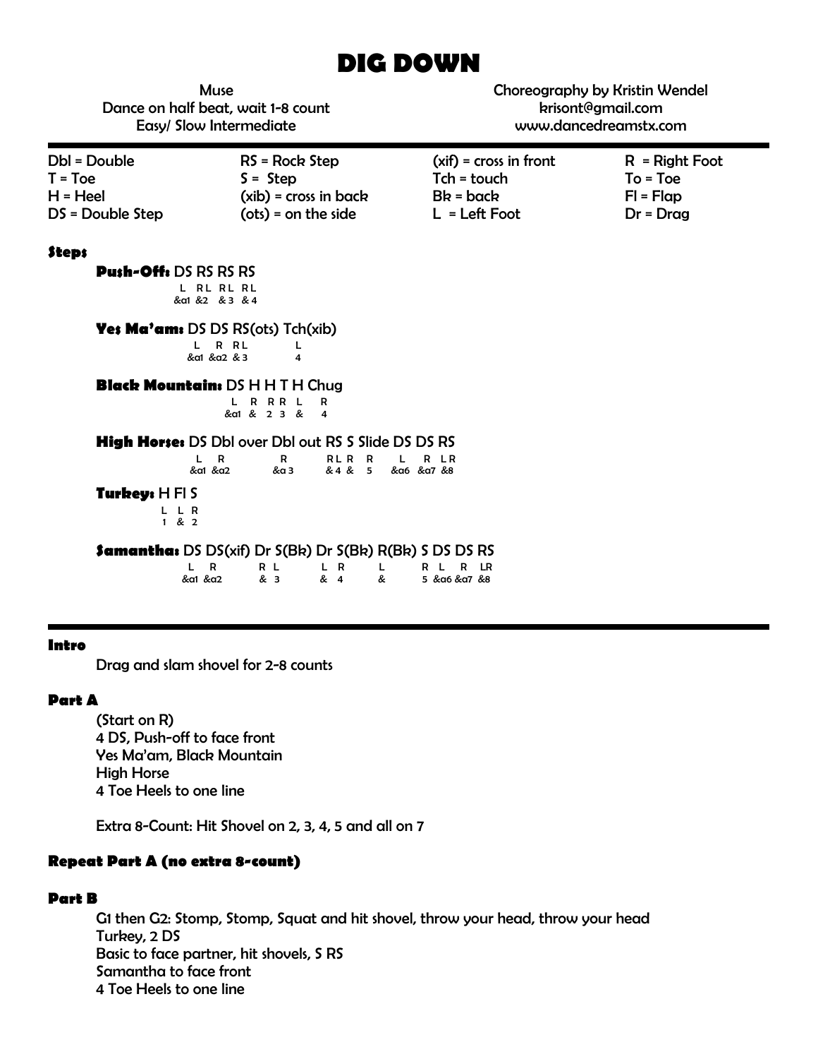# DIG DOWN

Muse
Dance on half beat, wait 1-8 count
Easy/ Slow Intermediate

Choreography by Kristin Wendel
krisont@gmail.com
www.dancedreamstx.com

| | | | |
|---|---|---|---|
| Dbl = Double | RS = Rock Step | (xif) = cross in front | R = Right Foot |
| T = Toe | S = Step | Tch = touch | To = Toe |
| H = Heel | (xib) = cross in back | Bk = back | Fl = Flap |
| DS = Double Step | (ots) = on the side | L = Left Foot | Dr = Drag |

### Steps

**Push-Off:** DS RS RS RS
```
 L   RL  RL  RL
&a1  &2  &3  &4
```

**Yes Ma'am:** DS DS RS(ots) Tch(xib)
```
 L    R   RL    L
&a1  &a2  &3    4
```

**Black Mountain:** DS H H T H Chug
```
 L   R R R L  R
&a1  & 2 3 &  4
```

**High Horse:** DS Dbl over Dbl out RS S Slide DS DS RS
```
 L    R      R     RL R  R    L    R   LR
&a1  &a2    &a3    &4 &  5   &a6  &a7  &8
```

**Turkey:** H Fl S
```
L L R
1 & 2
```

**Samantha:** DS DS(xif) Dr S(Bk) Dr S(Bk) R(Bk) S DS DS RS
```
 L    R     R L    L R    L    R  L   R   LR
&a1  &a2    & 3    & 4    &    5 &a6 &a7  &8
```

### Intro

Drag and slam shovel for 2-8 counts

### Part A

(Start on R)
4 DS, Push-off to face front
Yes Ma'am, Black Mountain
High Horse
4 Toe Heels to one line

Extra 8-Count: Hit Shovel on 2, 3, 4, 5 and all on 7

### Repeat Part A (no extra 8-count)

### Part B

G1 then G2: Stomp, Stomp, Squat and hit shovel, throw your head, throw your head
Turkey, 2 DS
Basic to face partner, hit shovels, S RS
Samantha to face front
4 Toe Heels to one line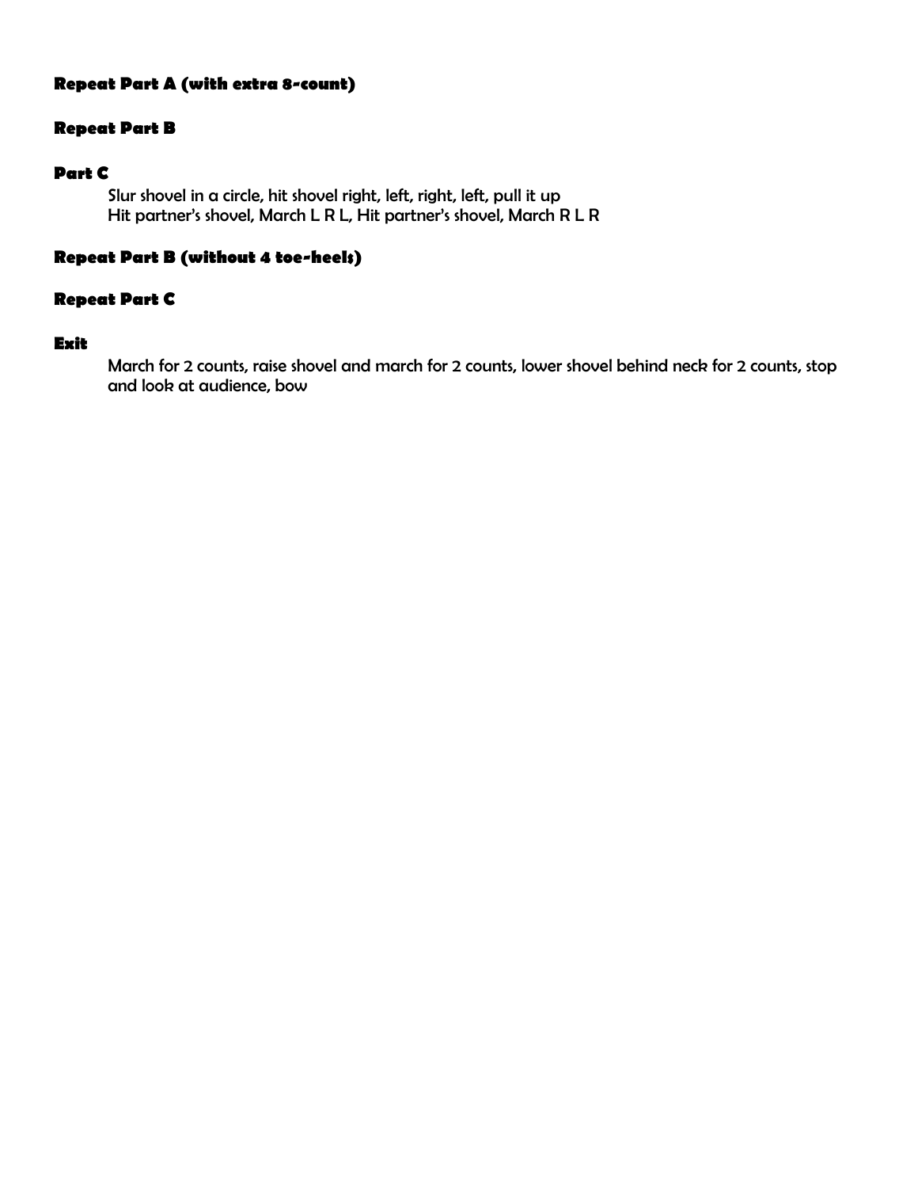**Repeat Part A (with extra 8-count)**

**Repeat Part B**

**Part C**

Slur shovel in a circle, hit shovel right, left, right, left, pull it up
Hit partner's shovel, March L R L, Hit partner's shovel, March R L R

**Repeat Part B (without 4 toe-heels)**

**Repeat Part C**

**Exit**

March for 2 counts, raise shovel and march for 2 counts, lower shovel behind neck for 2 counts, stop and look at audience, bow